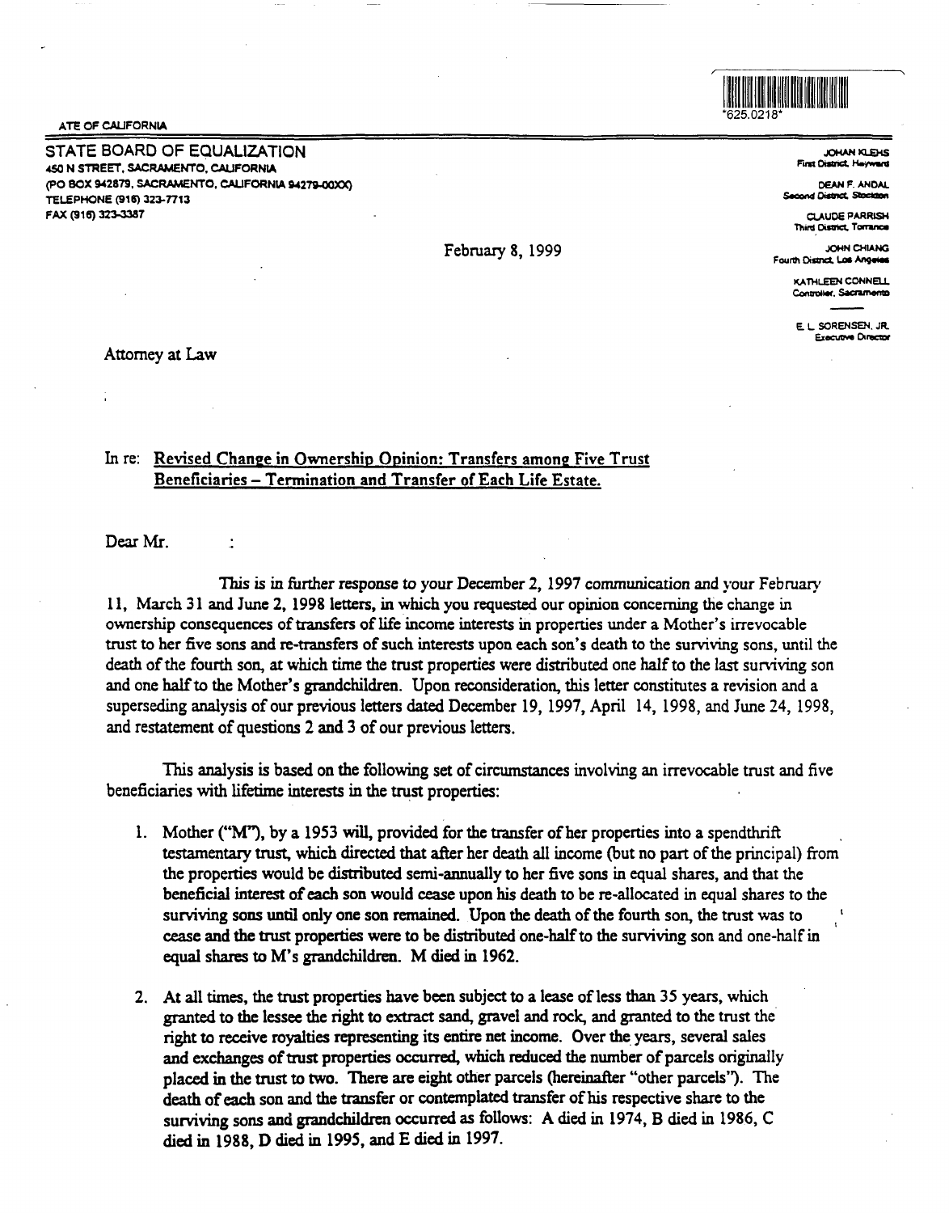ATE OF CALIFORNIA

STATE BOARD OF EQUALIZATION
450 N STREET, SACRAMENTO, CALIFORNIA
(PO BOX 942879, SACRAMENTO, CALIFORNIA 94279-00XX)
TELEPHONE (916) 323-7713
FAX (916) 323-3387

*625.0218*

JOHAN KLEHS
First District, Hayward

DEAN F. ANDAL
Second District, Stockton

CLAUDE PARRISH
Third District, Torrance

JOHN CHIANG
Fourth District, Los Angeles

KATHLEEN CONNELL
Controller, Sacramento

E. L. SORENSEN, JR.
Executive Director

February 8, 1999

Attorney at Law

In re: Revised Change in Ownership Opinion: Transfers among Five Trust Beneficiaries – Termination and Transfer of Each Life Estate.

Dear Mr. :

This is in further response to your December 2, 1997 communication and your February 11, March 31 and June 2, 1998 letters, in which you requested our opinion concerning the change in ownership consequences of transfers of life income interests in properties under a Mother's irrevocable trust to her five sons and re-transfers of such interests upon each son's death to the surviving sons, until the death of the fourth son, at which time the trust properties were distributed one half to the last surviving son and one half to the Mother's grandchildren. Upon reconsideration, this letter constitutes a revision and a superseding analysis of our previous letters dated December 19, 1997, April 14, 1998, and June 24, 1998, and restatement of questions 2 and 3 of our previous letters.

This analysis is based on the following set of circumstances involving an irrevocable trust and five beneficiaries with lifetime interests in the trust properties:

1. Mother ("M"), by a 1953 will, provided for the transfer of her properties into a spendthrift testamentary trust, which directed that after her death all income (but no part of the principal) from the properties would be distributed semi-annually to her five sons in equal shares, and that the beneficial interest of each son would cease upon his death to be re-allocated in equal shares to the surviving sons until only one son remained. Upon the death of the fourth son, the trust was to cease and the trust properties were to be distributed one-half to the surviving son and one-half in equal shares to M's grandchildren. M died in 1962.

2. At all times, the trust properties have been subject to a lease of less than 35 years, which granted to the lessee the right to extract sand, gravel and rock, and granted to the trust the right to receive royalties representing its entire net income. Over the years, several sales and exchanges of trust properties occurred, which reduced the number of parcels originally placed in the trust to two. There are eight other parcels (hereinafter "other parcels"). The death of each son and the transfer or contemplated transfer of his respective share to the surviving sons and grandchildren occurred as follows: A died in 1974, B died in 1986, C died in 1988, D died in 1995, and E died in 1997.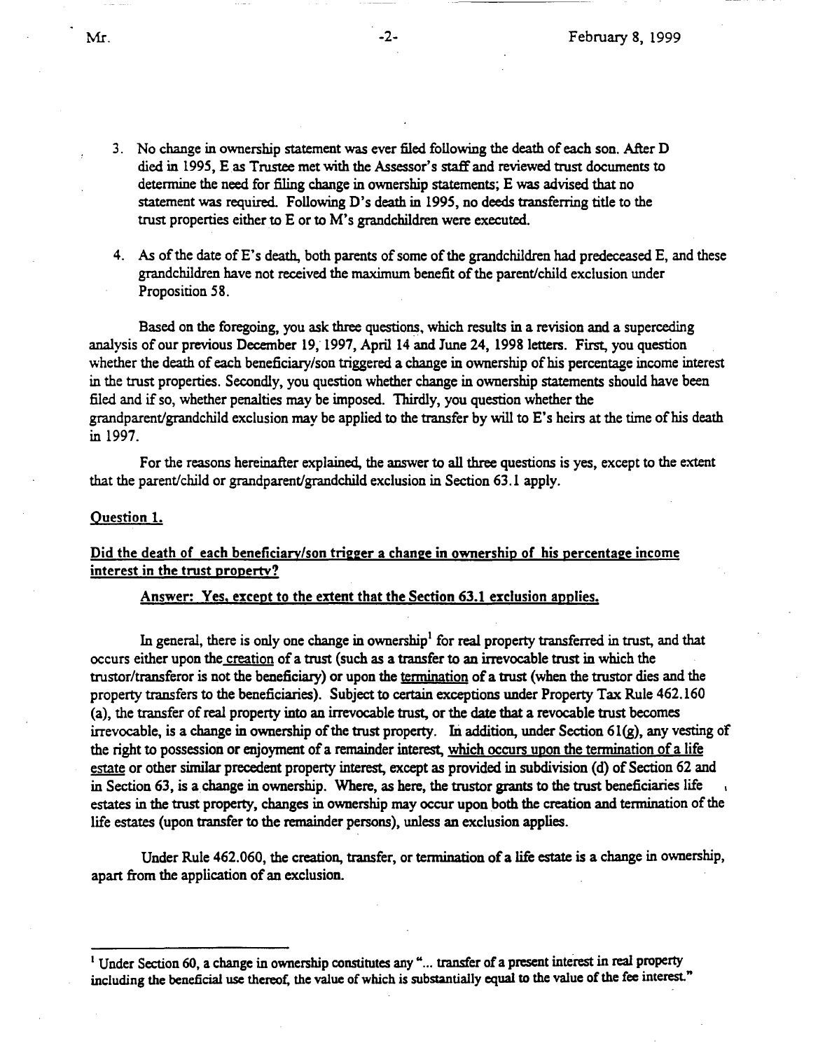3. No change in ownership statement was ever filed following the death of each son. After D died in 1995, E as Trustee met with the Assessor's staff and reviewed trust documents to determine the need for filing change in ownership statements; E was advised that no statement was required. Following D's death in 1995, no deeds transferring title to the trust properties either to E or to M's grandchildren were executed.

4. As of the date of E's death, both parents of some of the grandchildren had predeceased E, and these grandchildren have not received the maximum benefit of the parent/child exclusion under Proposition 58.

Based on the foregoing, you ask three questions, which results in a revision and a superceding analysis of our previous December 19, 1997, April 14 and June 24, 1998 letters. First, you question whether the death of each beneficiary/son triggered a change in ownership of his percentage income interest in the trust properties. Secondly, you question whether change in ownership statements should have been filed and if so, whether penalties may be imposed. Thirdly, you question whether the grandparent/grandchild exclusion may be applied to the transfer by will to E's heirs at the time of his death in 1997.

For the reasons hereinafter explained, the answer to all three questions is yes, except to the extent that the parent/child or grandparent/grandchild exclusion in Section 63.1 apply.

<u>Question 1.</u>

<u>Did the death of each beneficiary/son trigger a change in ownership of his percentage income interest in the trust property?</u>

<u>Answer: Yes, except to the extent that the Section 63.1 exclusion applies.</u>

In general, there is only one change in ownership[1] for real property transferred in trust, and that occurs either upon the <u>creation</u> of a trust (such as a transfer to an irrevocable trust in which the trustor/transferor is not the beneficiary) or upon the <u>termination</u> of a trust (when the trustor dies and the property transfers to the beneficiaries). Subject to certain exceptions under Property Tax Rule 462.160 (a), the transfer of real property into an irrevocable trust, or the date that a revocable trust becomes irrevocable, is a change in ownership of the trust property. In addition, under Section 61(g), any vesting of the right to possession or enjoyment of a remainder interest, <u>which occurs upon the termination of a life estate</u> or other similar precedent property interest, except as provided in subdivision (d) of Section 62 and in Section 63, is a change in ownership. Where, as here, the trustor grants to the trust beneficiaries life estates in the trust property, changes in ownership may occur upon both the creation and termination of the life estates (upon transfer to the remainder persons), unless an exclusion applies.

Under Rule 462.060, the creation, transfer, or termination of a life estate is a change in ownership, apart from the application of an exclusion.

[1] Under Section 60, a change in ownership constitutes any "... transfer of a present interest in real property including the beneficial use thereof, the value of which is substantially equal to the value of the fee interest."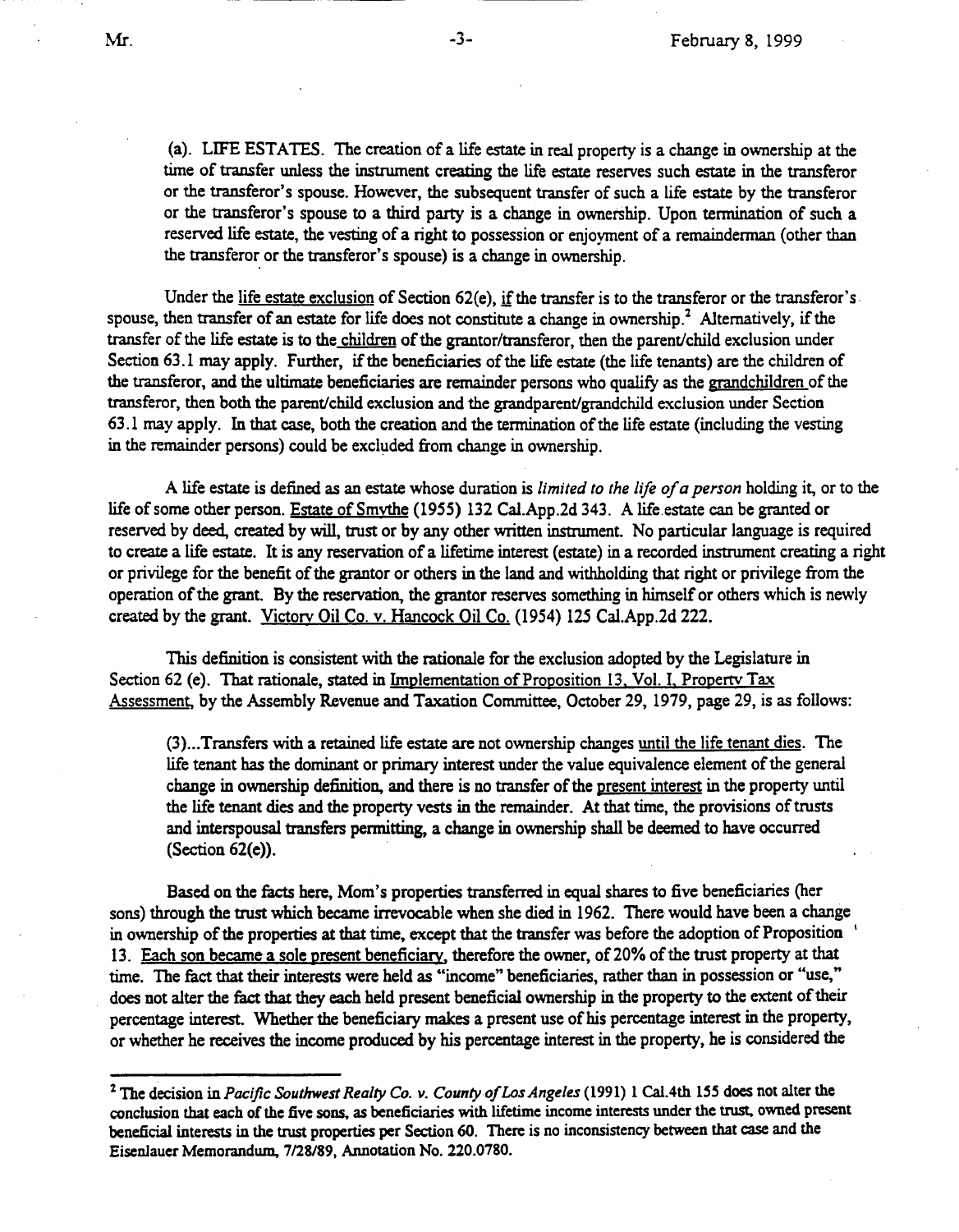(a). LIFE ESTATES. The creation of a life estate in real property is a change in ownership at the time of transfer unless the instrument creating the life estate reserves such estate in the transferor or the transferor's spouse. However, the subsequent transfer of such a life estate by the transferor or the transferor's spouse to a third party is a change in ownership. Upon termination of such a reserved life estate, the vesting of a right to possession or enjoyment of a remainderman (other than the transferor or the transferor's spouse) is a change in ownership.

Under the <u>life estate exclusion</u> of Section 62(e), <u>if</u> the transfer is to the transferor or the transferor's spouse, then transfer of an estate for life does not constitute a change in ownership.[2] Alternatively, if the transfer of the life estate is to the <u>children</u> of the grantor/transferor, then the parent/child exclusion under Section 63.1 may apply. Further, if the beneficiaries of the life estate (the life tenants) are the children of the transferor, and the ultimate beneficiaries are remainder persons who qualify as the <u>grandchildren</u> of the transferor, then both the parent/child exclusion and the grandparent/grandchild exclusion under Section 63.1 may apply. In that case, both the creation and the termination of the life estate (including the vesting in the remainder persons) could be excluded from change in ownership.

A life estate is defined as an estate whose duration is *limited to the life of a person* holding it, or to the life of some other person. <u>Estate of Smythe</u> (1955) 132 Cal.App.2d 343. A life estate can be granted or reserved by deed, created by will, trust or by any other written instrument. No particular language is required to create a life estate. It is any reservation of a lifetime interest (estate) in a recorded instrument creating a right or privilege for the benefit of the grantor or others in the land and withholding that right or privilege from the operation of the grant. By the reservation, the grantor reserves something in himself or others which is newly created by the grant. <u>Victory Oil Co. v. Hancock Oil Co.</u> (1954) 125 Cal.App.2d 222.

This definition is consistent with the rationale for the exclusion adopted by the Legislature in Section 62 (e). That rationale, stated in <u>Implementation of Proposition 13, Vol. I, Property Tax Assessment</u>, by the Assembly Revenue and Taxation Committee, October 29, 1979, page 29, is as follows:

> (3)...Transfers with a retained life estate are not ownership changes <u>until the life tenant dies</u>. The life tenant has the dominant or primary interest under the value equivalence element of the general change in ownership definition, and there is no transfer of the <u>present interest</u> in the property until the life tenant dies and the property vests in the remainder. At that time, the provisions of trusts and interspousal transfers permitting, a change in ownership shall be deemed to have occurred (Section 62(e)).

Based on the facts here, Mom's properties transferred in equal shares to five beneficiaries (her sons) through the trust which became irrevocable when she died in 1962. There would have been a change in ownership of the properties at that time, except that the transfer was before the adoption of Proposition 13. <u>Each son became a sole present beneficiary</u>, therefore the owner, of 20% of the trust property at that time. The fact that their interests were held as "income" beneficiaries, rather than in possession or "use," does not alter the fact that they each held present beneficial ownership in the property to the extent of their percentage interest. Whether the beneficiary makes a present use of his percentage interest in the property, or whether he receives the income produced by his percentage interest in the property, he is considered the

---

[2] The decision in *Pacific Southwest Realty Co. v. County of Los Angeles* (1991) 1 Cal.4th 155 does not alter the conclusion that each of the five sons, as beneficiaries with lifetime income interests under the trust, owned present beneficial interests in the trust properties per Section 60. There is no inconsistency between that case and the Eisenlauer Memorandum, 7/28/89, Annotation No. 220.0780.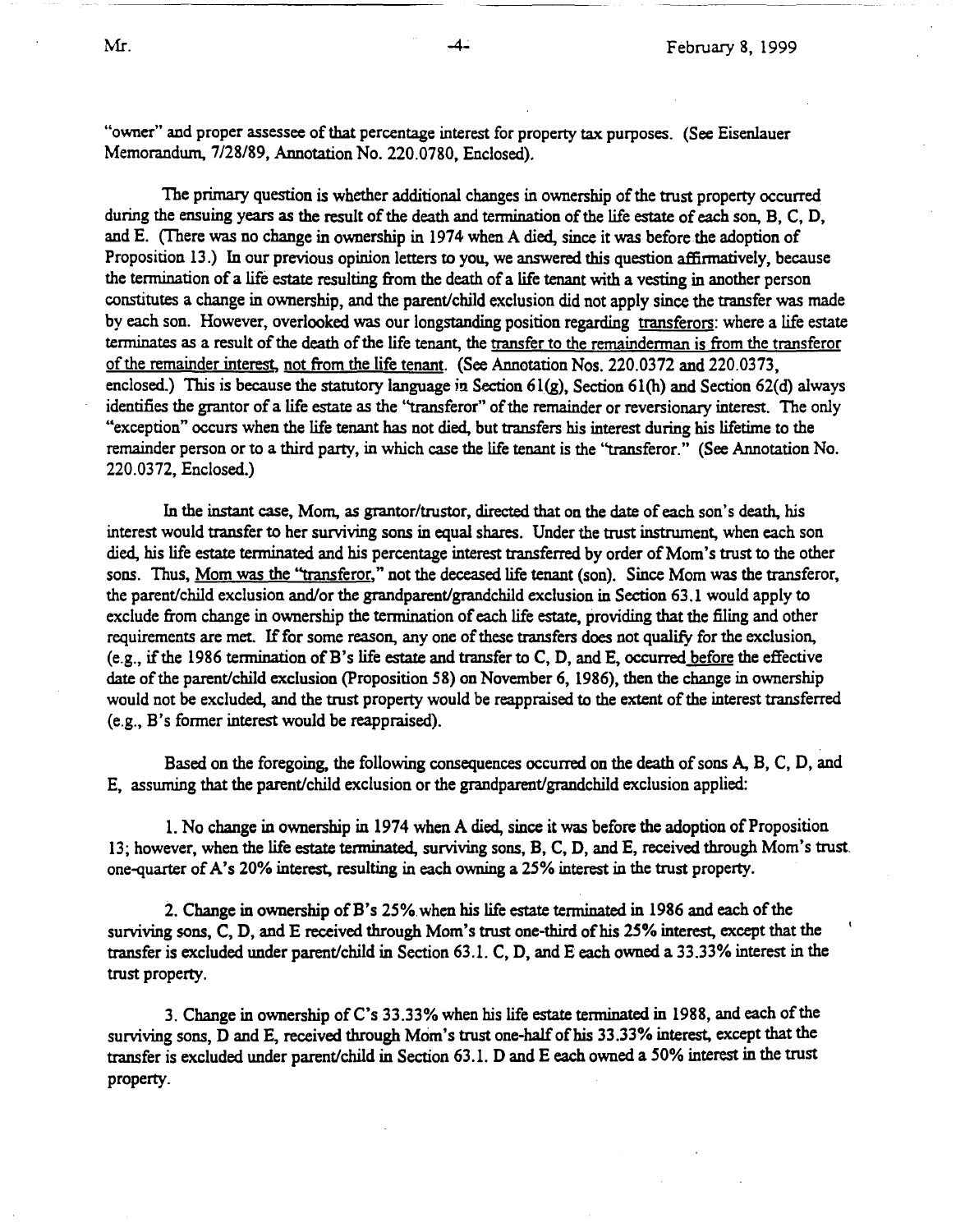"owner" and proper assessee of that percentage interest for property tax purposes. (See Eisenlauer Memorandum, 7/28/89, Annotation No. 220.0780, Enclosed).

The primary question is whether additional changes in ownership of the trust property occurred during the ensuing years as the result of the death and termination of the life estate of each son, B, C, D, and E. (There was no change in ownership in 1974 when A died, since it was before the adoption of Proposition 13.) In our previous opinion letters to you, we answered this question affirmatively, because the termination of a life estate resulting from the death of a life tenant with a vesting in another person constitutes a change in ownership, and the parent/child exclusion did not apply since the transfer was made by each son. However, overlooked was our longstanding position regarding transferors: where a life estate terminates as a result of the death of the life tenant, the transfer to the remainderman is from the transferor of the remainder interest, not from the life tenant. (See Annotation Nos. 220.0372 and 220.0373, enclosed.) This is because the statutory language in Section 61(g), Section 61(h) and Section 62(d) always identifies the grantor of a life estate as the "transferor" of the remainder or reversionary interest. The only "exception" occurs when the life tenant has not died, but transfers his interest during his lifetime to the remainder person or to a third party, in which case the life tenant is the "transferor." (See Annotation No. 220.0372, Enclosed.)

In the instant case, Mom, as grantor/trustor, directed that on the date of each son's death, his interest would transfer to her surviving sons in equal shares. Under the trust instrument, when each son died, his life estate terminated and his percentage interest transferred by order of Mom's trust to the other sons. Thus, Mom was the "transferor," not the deceased life tenant (son). Since Mom was the transferor, the parent/child exclusion and/or the grandparent/grandchild exclusion in Section 63.1 would apply to exclude from change in ownership the termination of each life estate, providing that the filing and other requirements are met. If for some reason, any one of these transfers does not qualify for the exclusion, (e.g., if the 1986 termination of B's life estate and transfer to C, D, and E, occurred before the effective date of the parent/child exclusion (Proposition 58) on November 6, 1986), then the change in ownership would not be excluded, and the trust property would be reappraised to the extent of the interest transferred (e.g., B's former interest would be reappraised).

Based on the foregoing, the following consequences occurred on the death of sons A, B, C, D, and E, assuming that the parent/child exclusion or the grandparent/grandchild exclusion applied:

1. No change in ownership in 1974 when A died, since it was before the adoption of Proposition 13; however, when the life estate terminated, surviving sons, B, C, D, and E, received through Mom's trust one-quarter of A's 20% interest, resulting in each owning a 25% interest in the trust property.

2. Change in ownership of B's 25% when his life estate terminated in 1986 and each of the surviving sons, C, D, and E received through Mom's trust one-third of his 25% interest, except that the transfer is excluded under parent/child in Section 63.1. C, D, and E each owned a 33.33% interest in the trust property.

3. Change in ownership of C's 33.33% when his life estate terminated in 1988, and each of the surviving sons, D and E, received through Mom's trust one-half of his 33.33% interest, except that the transfer is excluded under parent/child in Section 63.1. D and E each owned a 50% interest in the trust property.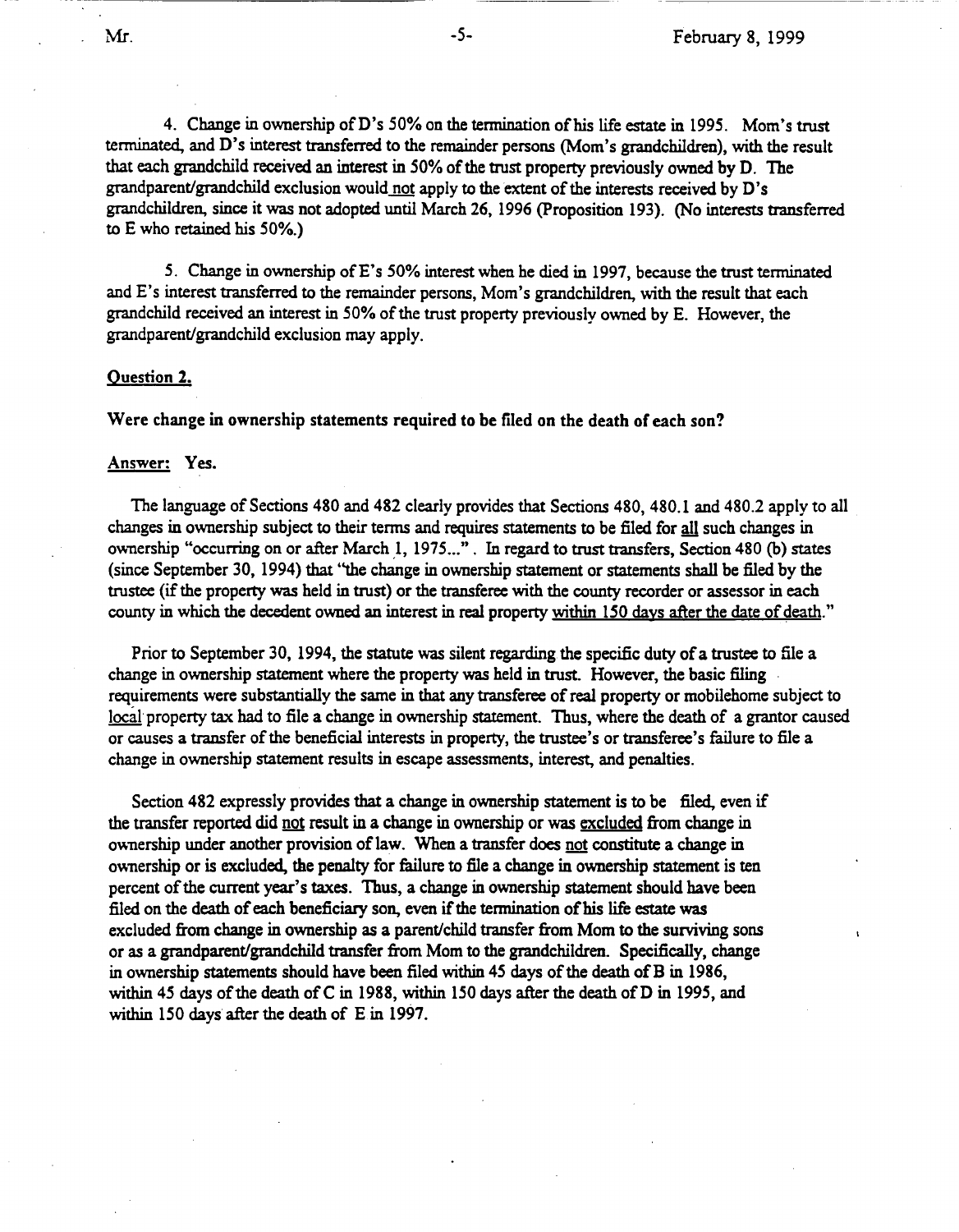4. Change in ownership of D's 50% on the termination of his life estate in 1995. Mom's trust terminated, and D's interest transferred to the remainder persons (Mom's grandchildren), with the result that each grandchild received an interest in 50% of the trust property previously owned by D. The grandparent/grandchild exclusion would not apply to the extent of the interests received by D's grandchildren, since it was not adopted until March 26, 1996 (Proposition 193). (No interests transferred to E who retained his 50%.)

5. Change in ownership of E's 50% interest when he died in 1997, because the trust terminated and E's interest transferred to the remainder persons, Mom's grandchildren, with the result that each grandchild received an interest in 50% of the trust property previously owned by E. However, the grandparent/grandchild exclusion may apply.

## Question 2.

**Were change in ownership statements required to be filed on the death of each son?**

Answer: Yes.

The language of Sections 480 and 482 clearly provides that Sections 480, 480.1 and 480.2 apply to all changes in ownership subject to their terms and requires statements to be filed for all such changes in ownership "occurring on or after March 1, 1975...". In regard to trust transfers, Section 480 (b) states (since September 30, 1994) that "the change in ownership statement or statements shall be filed by the trustee (if the property was held in trust) or the transferee with the county recorder or assessor in each county in which the decedent owned an interest in real property within 150 days after the date of death."

Prior to September 30, 1994, the statute was silent regarding the specific duty of a trustee to file a change in ownership statement where the property was held in trust. However, the basic filing requirements were substantially the same in that any transferee of real property or mobilehome subject to local property tax had to file a change in ownership statement. Thus, where the death of a grantor caused or causes a transfer of the beneficial interests in property, the trustee's or transferee's failure to file a change in ownership statement results in escape assessments, interest, and penalties.

Section 482 expressly provides that a change in ownership statement is to be filed, even if the transfer reported did not result in a change in ownership or was excluded from change in ownership under another provision of law. When a transfer does not constitute a change in ownership or is excluded, the penalty for failure to file a change in ownership statement is ten percent of the current year's taxes. Thus, a change in ownership statement should have been filed on the death of each beneficiary son, even if the termination of his life estate was excluded from change in ownership as a parent/child transfer from Mom to the surviving sons or as a grandparent/grandchild transfer from Mom to the grandchildren. Specifically, change in ownership statements should have been filed within 45 days of the death of B in 1986, within 45 days of the death of C in 1988, within 150 days after the death of D in 1995, and within 150 days after the death of E in 1997.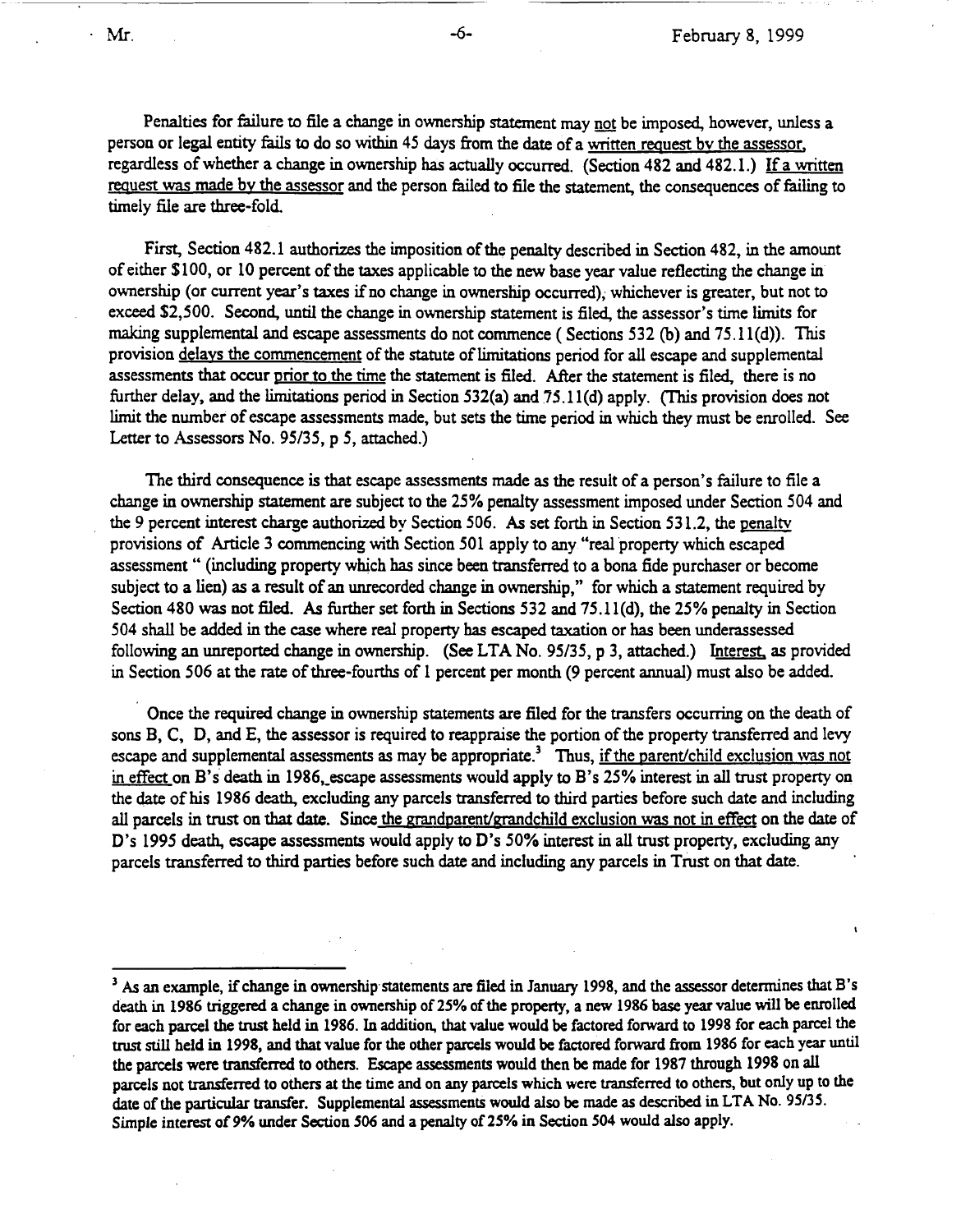Penalties for failure to file a change in ownership statement may not be imposed, however, unless a person or legal entity fails to do so within 45 days from the date of a written request by the assessor, regardless of whether a change in ownership has actually occurred. (Section 482 and 482.1.) If a written request was made by the assessor and the person failed to file the statement, the consequences of failing to timely file are three-fold.

First, Section 482.1 authorizes the imposition of the penalty described in Section 482, in the amount of either $100, or 10 percent of the taxes applicable to the new base year value reflecting the change in ownership (or current year's taxes if no change in ownership occurred), whichever is greater, but not to exceed $2,500. Second, until the change in ownership statement is filed, the assessor's time limits for making supplemental and escape assessments do not commence ( Sections 532 (b) and 75.11(d)). This provision delays the commencement of the statute of limitations period for all escape and supplemental assessments that occur prior to the time the statement is filed. After the statement is filed, there is no further delay, and the limitations period in Section 532(a) and 75.11(d) apply. (This provision does not limit the number of escape assessments made, but sets the time period in which they must be enrolled. See Letter to Assessors No. 95/35, p 5, attached.)

The third consequence is that escape assessments made as the result of a person's failure to file a change in ownership statement are subject to the 25% penalty assessment imposed under Section 504 and the 9 percent interest charge authorized by Section 506. As set forth in Section 531.2, the penalty provisions of Article 3 commencing with Section 501 apply to any "real property which escaped assessment " (including property which has since been transferred to a bona fide purchaser or become subject to a lien) as a result of an unrecorded change in ownership," for which a statement required by Section 480 was not filed. As further set forth in Sections 532 and 75.11(d), the 25% penalty in Section 504 shall be added in the case where real property has escaped taxation or has been underassessed following an unreported change in ownership. (See LTA No. 95/35, p 3, attached.) Interest, as provided in Section 506 at the rate of three-fourths of 1 percent per month (9 percent annual) must also be added.

Once the required change in ownership statements are filed for the transfers occurring on the death of sons B, C, D, and E, the assessor is required to reappraise the portion of the property transferred and levy escape and supplemental assessments as may be appropriate.[3] Thus, if the parent/child exclusion was not in effect on B's death in 1986, escape assessments would apply to B's 25% interest in all trust property on the date of his 1986 death, excluding any parcels transferred to third parties before such date and including all parcels in trust on that date. Since the grandparent/grandchild exclusion was not in effect on the date of D's 1995 death, escape assessments would apply to D's 50% interest in all trust property, excluding any parcels transferred to third parties before such date and including any parcels in Trust on that date.

---

[3] As an example, if change in ownership statements are filed in January 1998, and the assessor determines that B's death in 1986 triggered a change in ownership of 25% of the property, a new 1986 base year value will be enrolled for each parcel the trust held in 1986. In addition, that value would be factored forward to 1998 for each parcel the trust still held in 1998, and that value for the other parcels would be factored forward from 1986 for each year until the parcels were transferred to others. Escape assessments would then be made for 1987 through 1998 on all parcels not transferred to others at the time and on any parcels which were transferred to others, but only up to the date of the particular transfer. Supplemental assessments would also be made as described in LTA No. 95/35. Simple interest of 9% under Section 506 and a penalty of 25% in Section 504 would also apply.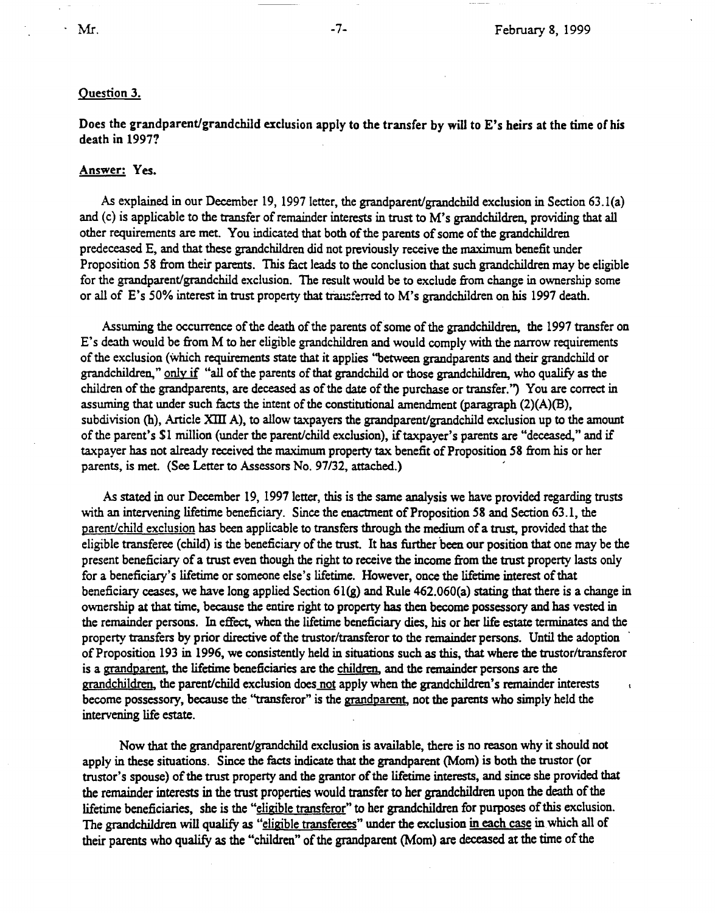## Question 3.

**Does the grandparent/grandchild exclusion apply to the transfer by will to E's heirs at the time of his death in 1997?**

Answer: Yes.

As explained in our December 19, 1997 letter, the grandparent/grandchild exclusion in Section 63.1(a) and (c) is applicable to the transfer of remainder interests in trust to M's grandchildren, providing that all other requirements are met. You indicated that both of the parents of some of the grandchildren predeceased E, and that these grandchildren did not previously receive the maximum benefit under Proposition 58 from their parents. This fact leads to the conclusion that such grandchildren may be eligible for the grandparent/grandchild exclusion. The result would be to exclude from change in ownership some or all of E's 50% interest in trust property that transferred to M's grandchildren on his 1997 death.

Assuming the occurrence of the death of the parents of some of the grandchildren, the 1997 transfer on E's death would be from M to her eligible grandchildren and would comply with the narrow requirements of the exclusion (which requirements state that it applies "between grandparents and their grandchild or grandchildren," only if "all of the parents of that grandchild or those grandchildren, who qualify as the children of the grandparents, are deceased as of the date of the purchase or transfer.") You are correct in assuming that under such facts the intent of the constitutional amendment (paragraph (2)(A)(B), subdivision (h), Article XIII A), to allow taxpayers the grandparent/grandchild exclusion up to the amount of the parent's $1 million (under the parent/child exclusion), if taxpayer's parents are "deceased," and if taxpayer has not already received the maximum property tax benefit of Proposition 58 from his or her parents, is met. (See Letter to Assessors No. 97/32, attached.)

As stated in our December 19, 1997 letter, this is the same analysis we have provided regarding trusts with an intervening lifetime beneficiary. Since the enactment of Proposition 58 and Section 63.1, the parent/child exclusion has been applicable to transfers through the medium of a trust, provided that the eligible transferee (child) is the beneficiary of the trust. It has further been our position that one may be the present beneficiary of a trust even though the right to receive the income from the trust property lasts only for a beneficiary's lifetime or someone else's lifetime. However, once the lifetime interest of that beneficiary ceases, we have long applied Section 61(g) and Rule 462.060(a) stating that there is a change in ownership at that time, because the entire right to property has then become possessory and has vested in the remainder persons. In effect, when the lifetime beneficiary dies, his or her life estate terminates and the property transfers by prior directive of the trustor/transferor to the remainder persons. Until the adoption of Proposition 193 in 1996, we consistently held in situations such as this, that where the trustor/transferor is a grandparent, the lifetime beneficiaries are the children, and the remainder persons are the grandchildren, the parent/child exclusion does not apply when the grandchildren's remainder interests become possessory, because the "transferor" is the grandparent, not the parents who simply held the intervening life estate.

Now that the grandparent/grandchild exclusion is available, there is no reason why it should not apply in these situations. Since the facts indicate that the grandparent (Mom) is both the trustor (or trustor's spouse) of the trust property and the grantor of the lifetime interests, and since she provided that the remainder interests in the trust properties would transfer to her grandchildren upon the death of the lifetime beneficiaries, she is the "eligible transferor" to her grandchildren for purposes of this exclusion. The grandchildren will qualify as "eligible transferees" under the exclusion in each case in which all of their parents who qualify as the "children" of the grandparent (Mom) are deceased at the time of the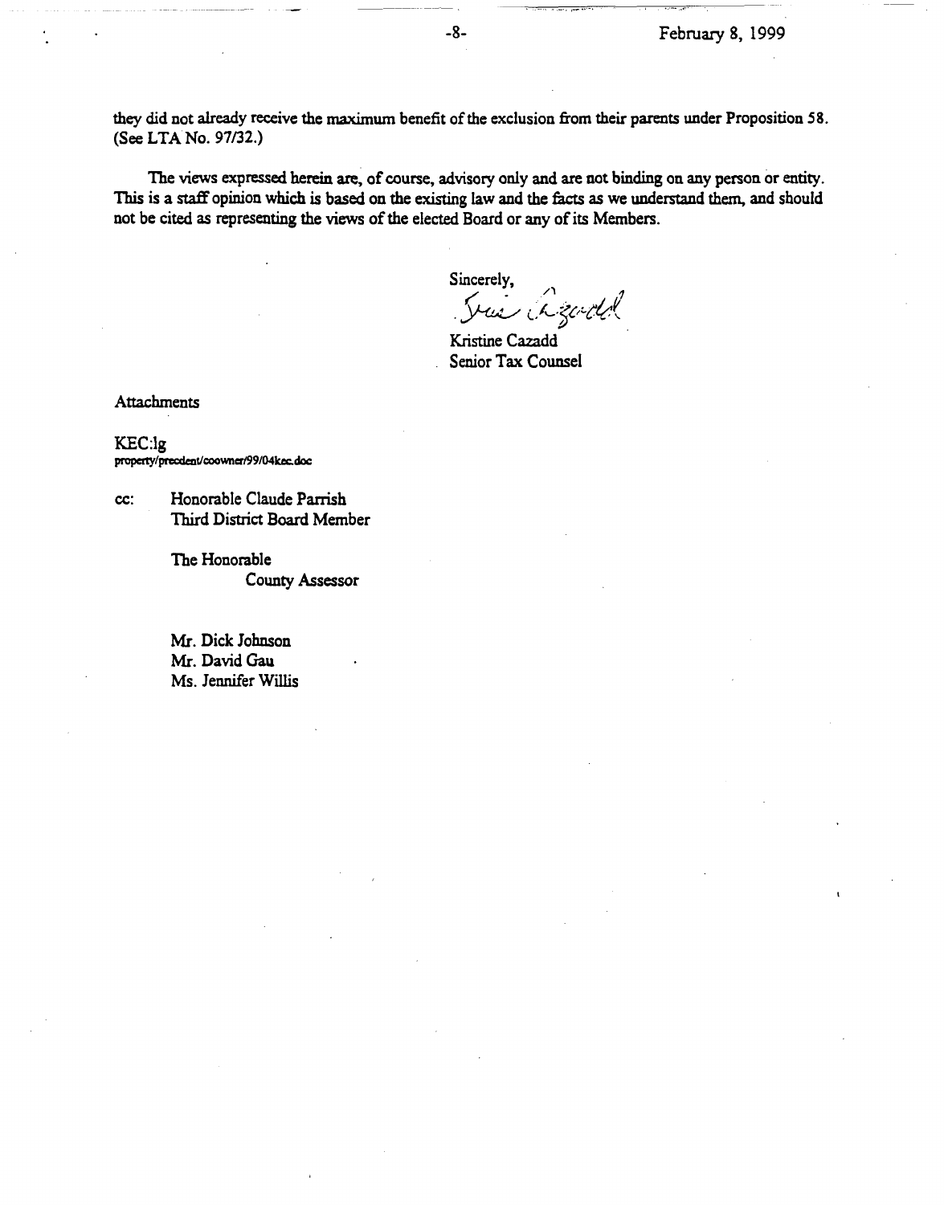they did not already receive the maximum benefit of the exclusion from their parents under Proposition 58. (See LTA No. 97/32.)

The views expressed herein are, of course, advisory only and are not binding on any person or entity. This is a staff opinion which is based on the existing law and the facts as we understand them, and should not be cited as representing the views of the elected Board or any of its Members.

Sincerely,

Kristine Cazadd
Senior Tax Counsel

Attachments

KEC:lg
property/precdent/coowner/99/04kec.doc

cc: Honorable Claude Parrish
Third District Board Member

The Honorable
County Assessor

Mr. Dick Johnson
Mr. David Gau
Ms. Jennifer Willis